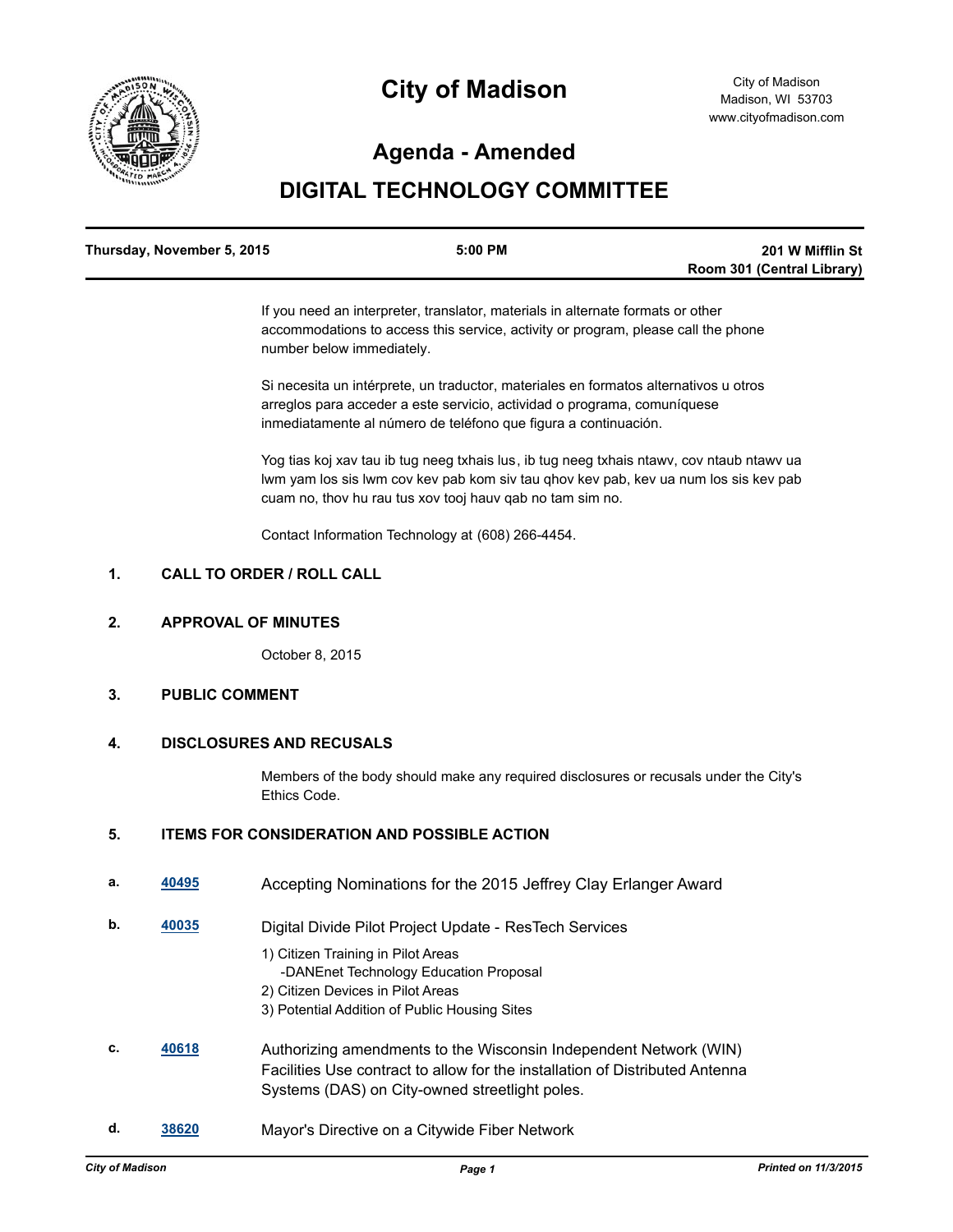# City of Madison

City of Madison
Madison, WI 53703
www.cityofmadison.com

## Agenda - Amended

## DIGITAL TECHNOLOGY COMMITTEE

| Thursday, November 5, 2015 | 5:00 PM | 201 W Mifflin St Room 301 (Central Library) |
| --- | --- | --- |

If you need an interpreter, translator, materials in alternate formats or other accommodations to access this service, activity or program, please call the phone number below immediately.

Si necesita un intérprete, un traductor, materiales en formatos alternativos u otros arreglos para acceder a este servicio, actividad o programa, comuníquese inmediatamente al número de teléfono que figura a continuación.

Yog tias koj xav tau ib tug neeg txhais lus, ib tug neeg txhais ntawv, cov ntaub ntawv ua lwm yam los sis lwm cov kev pab kom siv tau qhov kev pab, kev ua num los sis kev pab cuam no, thov hu rau tus xov tooj hauv qab no tam sim no.

Contact Information Technology at (608) 266-4454.

**1. CALL TO ORDER / ROLL CALL**

**2. APPROVAL OF MINUTES**

October 8, 2015

**3. PUBLIC COMMENT**

**4. DISCLOSURES AND RECUSALS**

Members of the body should make any required disclosures or recusals under the City's Ethics Code.

**5. ITEMS FOR CONSIDERATION AND POSSIBLE ACTION**

**a.** 40495 — Accepting Nominations for the 2015 Jeffrey Clay Erlanger Award

**b.** 40035 — Digital Divide Pilot Project Update - ResTech Services

1) Citizen Training in Pilot Areas
   -DANEnet Technology Education Proposal
2) Citizen Devices in Pilot Areas
3) Potential Addition of Public Housing Sites

**c.** 40618 — Authorizing amendments to the Wisconsin Independent Network (WIN) Facilities Use contract to allow for the installation of Distributed Antenna Systems (DAS) on City-owned streetlight poles.

**d.** 38620 — Mayor's Directive on a Citywide Fiber Network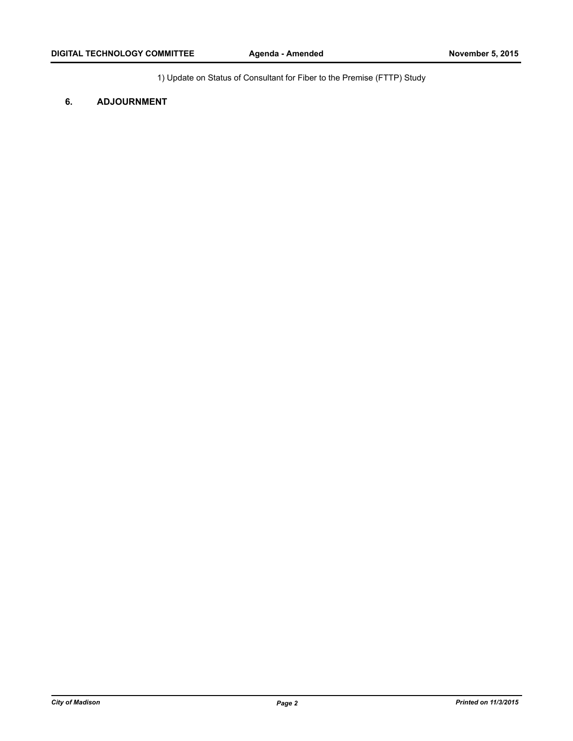1) Update on Status of Consultant for Fiber to the Premise (FTTP) Study

## 6. ADJOURNMENT